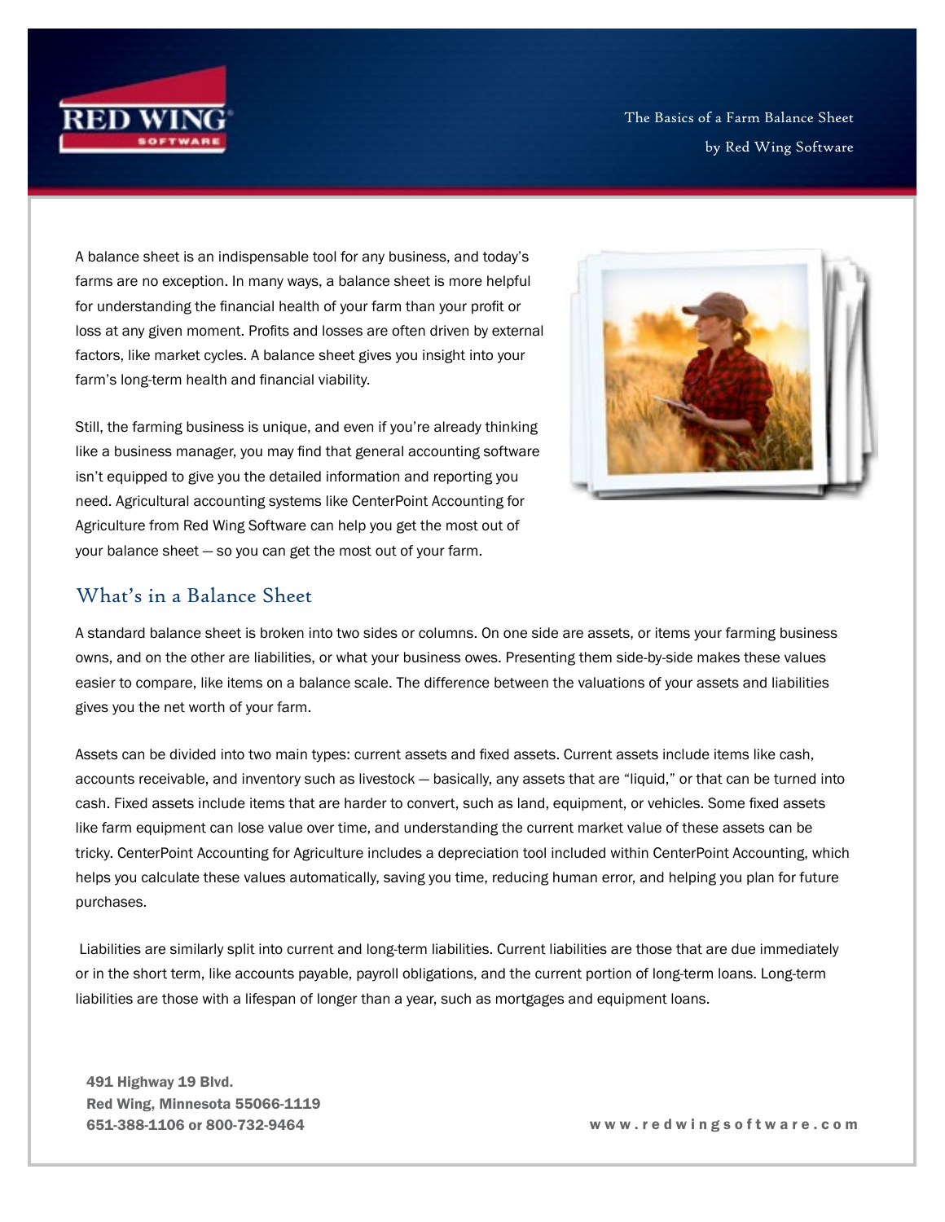The Basics of a Farm Balance Sheet

by Red Wing Software

A balance sheet is an indispensable tool for any business, and today's farms are no exception. In many ways, a balance sheet is more helpful for understanding the financial health of your farm than your profit or loss at any given moment. Profits and losses are often driven by external factors, like market cycles. A balance sheet gives you insight into your farm's long-term health and financial viability.

Still, the farming business is unique, and even if you're already thinking like a business manager, you may find that general accounting software isn't equipped to give you the detailed information and reporting you need. Agricultural accounting systems like CenterPoint Accounting for Agriculture from Red Wing Software can help you get the most out of your balance sheet — so you can get the most out of your farm.

## What's in a Balance Sheet

A standard balance sheet is broken into two sides or columns. On one side are assets, or items your farming business owns, and on the other are liabilities, or what your business owes. Presenting them side-by-side makes these values easier to compare, like items on a balance scale. The difference between the valuations of your assets and liabilities gives you the net worth of your farm.

Assets can be divided into two main types: current assets and fixed assets. Current assets include items like cash, accounts receivable, and inventory such as livestock — basically, any assets that are "liquid," or that can be turned into cash. Fixed assets include items that are harder to convert, such as land, equipment, or vehicles. Some fixed assets like farm equipment can lose value over time, and understanding the current market value of these assets can be tricky. CenterPoint Accounting for Agriculture includes a depreciation tool included within CenterPoint Accounting, which helps you calculate these values automatically, saving you time, reducing human error, and helping you plan for future purchases.

Liabilities are similarly split into current and long-term liabilities. Current liabilities are those that are due immediately or in the short term, like accounts payable, payroll obligations, and the current portion of long-term loans. Long-term liabilities are those with a lifespan of longer than a year, such as mortgages and equipment loans.

**491 Highway 19 Blvd.**
**Red Wing, Minnesota 55066-1119**
**651-388-1106 or 800-732-9464**

**www.redwingsoftware.com**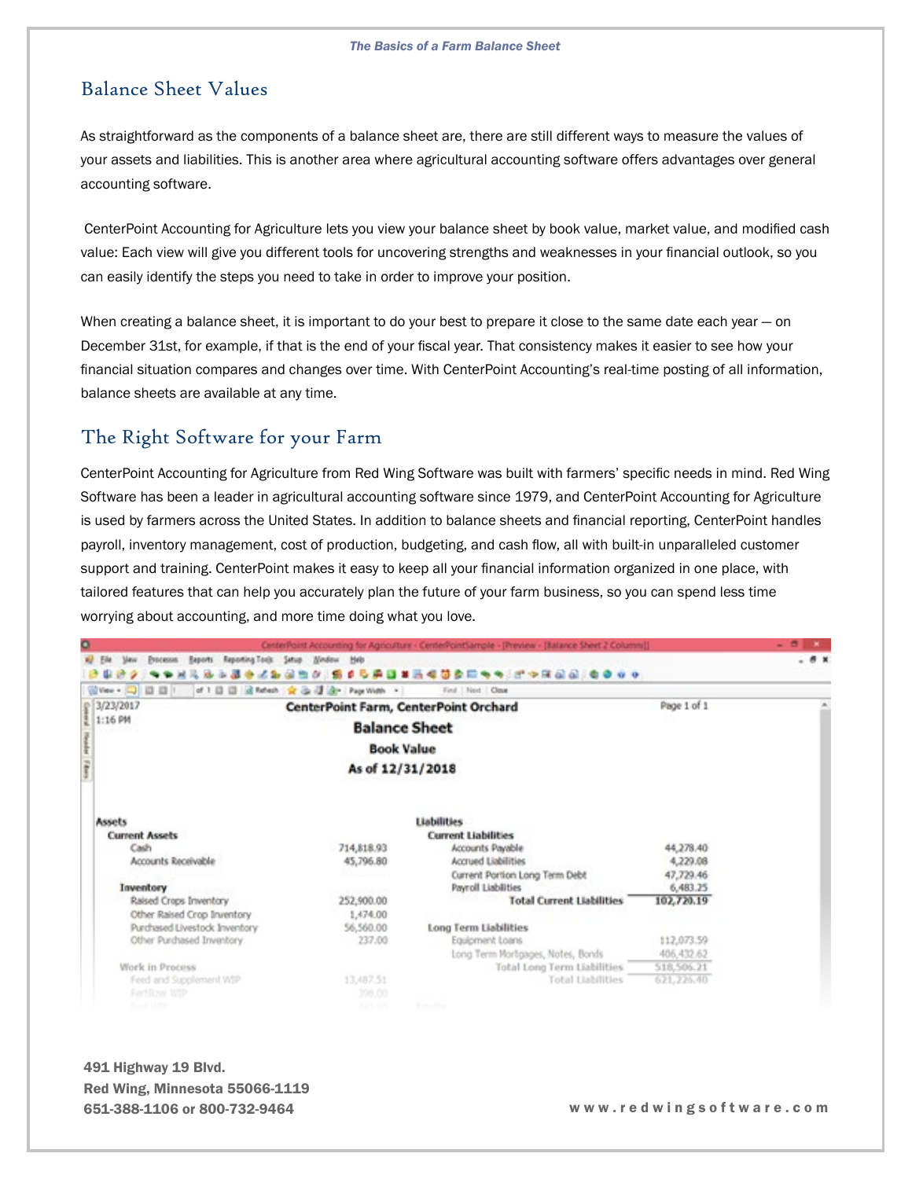## Balance Sheet Values

As straightforward as the components of a balance sheet are, there are still different ways to measure the values of your assets and liabilities. This is another area where agricultural accounting software offers advantages over general accounting software.

CenterPoint Accounting for Agriculture lets you view your balance sheet by book value, market value, and modified cash value: Each view will give you different tools for uncovering strengths and weaknesses in your financial outlook, so you can easily identify the steps you need to take in order to improve your position.

When creating a balance sheet, it is important to do your best to prepare it close to the same date each year — on December 31st, for example, if that is the end of your fiscal year. That consistency makes it easier to see how your financial situation compares and changes over time. With CenterPoint Accounting's real-time posting of all information, balance sheets are available at any time.

## The Right Software for your Farm

CenterPoint Accounting for Agriculture from Red Wing Software was built with farmers' specific needs in mind. Red Wing Software has been a leader in agricultural accounting software since 1979, and CenterPoint Accounting for Agriculture is used by farmers across the United States. In addition to balance sheets and financial reporting, CenterPoint handles payroll, inventory management, cost of production, budgeting, and cash flow, all with built-in unparalleled customer support and training. CenterPoint makes it easy to keep all your financial information organized in one place, with tailored features that can help you accurately plan the future of your farm business, so you can spend less time worrying about accounting, and more time doing what you love.

3/23/2017
1:16 PM

**CenterPoint Farm, CenterPoint Orchard**

**Balance Sheet**

**Book Value**

**As of 12/31/2018**

Page 1 of 1

| Assets | | Liabilities | |
|---|---|---|---|
| **Current Assets** | | **Current Liabilities** | |
| Cash | 714,818.93 | Accounts Payable | 44,278.40 |
| Accounts Receivable | 45,796.80 | Accrued Liabilities | 4,229.08 |
| | | Current Portion Long Term Debt | 47,729.46 |
| **Inventory** | | Payroll Liabilities | 6,483.25 |
| Raised Crops Inventory | 252,900.00 | **Total Current Liabilities** | **102,720.19** |
| Other Raised Crop Inventory | 1,474.00 | | |
| Purchased Livestock Inventory | 56,560.00 | **Long Term Liabilities** | |
| Other Purchased Inventory | 237.00 | Equipment Loans | 112,073.59 |
| | | Long Term Mortgages, Notes, Bonds | 406,432.62 |
| Work in Process | | Total Long Term Liabilities | 518,506.21 |
| Feed and Supplement WIP | 13,487.51 | Total Liabilities | 621,226.40 |
| Fertilizer WIP | 396.00 | | |

491 Highway 19 Blvd.
Red Wing, Minnesota 55066-1119
651-388-1106 or 800-732-9464

www.redwingsoftware.com